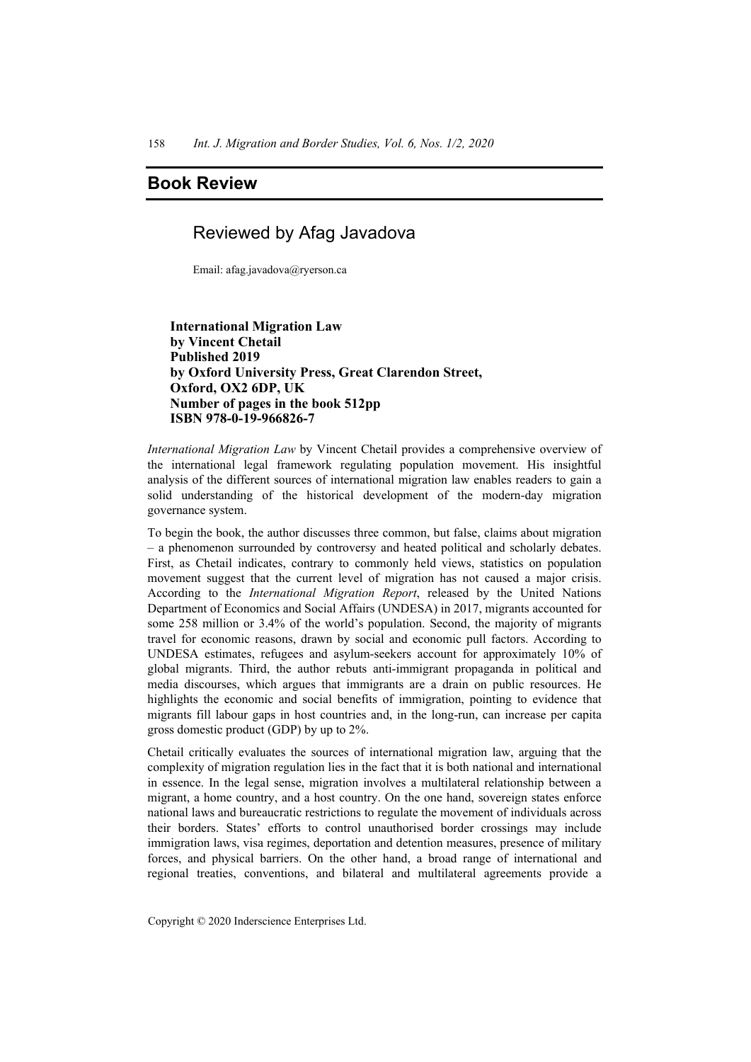## Book Review

### Reviewed by Afag Javadova

Email: afag.javadova@ryerson.ca

**International Migration Law**
**by Vincent Chetail**
**Published 2019**
**by Oxford University Press, Great Clarendon Street,**
**Oxford, OX2 6DP, UK**
**Number of pages in the book 512pp**
**ISBN 978-0-19-966826-7**

*International Migration Law* by Vincent Chetail provides a comprehensive overview of the international legal framework regulating population movement. His insightful analysis of the different sources of international migration law enables readers to gain a solid understanding of the historical development of the modern-day migration governance system.

To begin the book, the author discusses three common, but false, claims about migration – a phenomenon surrounded by controversy and heated political and scholarly debates. First, as Chetail indicates, contrary to commonly held views, statistics on population movement suggest that the current level of migration has not caused a major crisis. According to the *International Migration Report*, released by the United Nations Department of Economics and Social Affairs (UNDESA) in 2017, migrants accounted for some 258 million or 3.4% of the world's population. Second, the majority of migrants travel for economic reasons, drawn by social and economic pull factors. According to UNDESA estimates, refugees and asylum-seekers account for approximately 10% of global migrants. Third, the author rebuts anti-immigrant propaganda in political and media discourses, which argues that immigrants are a drain on public resources. He highlights the economic and social benefits of immigration, pointing to evidence that migrants fill labour gaps in host countries and, in the long-run, can increase per capita gross domestic product (GDP) by up to 2%.

Chetail critically evaluates the sources of international migration law, arguing that the complexity of migration regulation lies in the fact that it is both national and international in essence. In the legal sense, migration involves a multilateral relationship between a migrant, a home country, and a host country. On the one hand, sovereign states enforce national laws and bureaucratic restrictions to regulate the movement of individuals across their borders. States' efforts to control unauthorised border crossings may include immigration laws, visa regimes, deportation and detention measures, presence of military forces, and physical barriers. On the other hand, a broad range of international and regional treaties, conventions, and bilateral and multilateral agreements provide a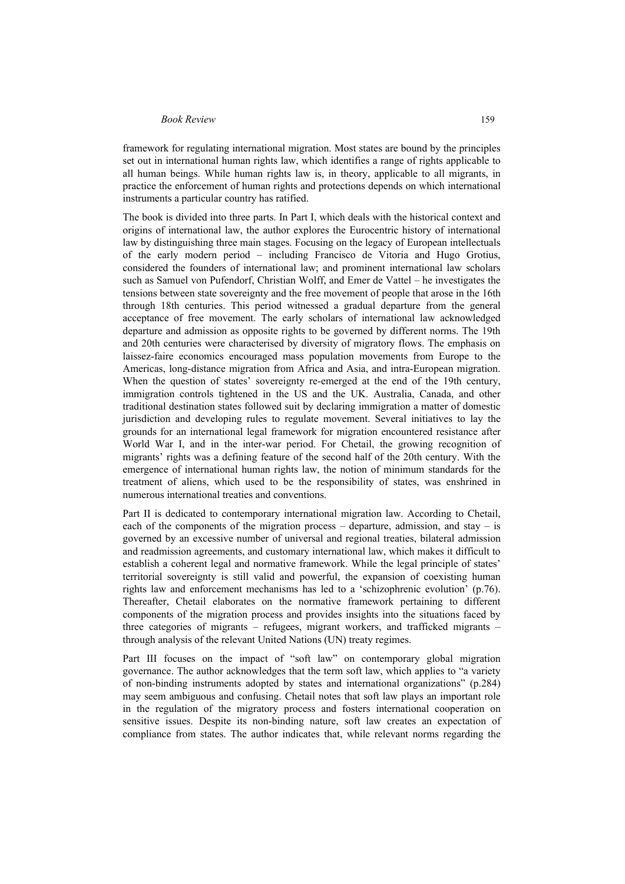framework for regulating international migration. Most states are bound by the principles set out in international human rights law, which identifies a range of rights applicable to all human beings. While human rights law is, in theory, applicable to all migrants, in practice the enforcement of human rights and protections depends on which international instruments a particular country has ratified.

The book is divided into three parts. In Part I, which deals with the historical context and origins of international law, the author explores the Eurocentric history of international law by distinguishing three main stages. Focusing on the legacy of European intellectuals of the early modern period – including Francisco de Vitoria and Hugo Grotius, considered the founders of international law; and prominent international law scholars such as Samuel von Pufendorf, Christian Wolff, and Emer de Vattel – he investigates the tensions between state sovereignty and the free movement of people that arose in the 16th through 18th centuries. This period witnessed a gradual departure from the general acceptance of free movement. The early scholars of international law acknowledged departure and admission as opposite rights to be governed by different norms. The 19th and 20th centuries were characterised by diversity of migratory flows. The emphasis on laissez-faire economics encouraged mass population movements from Europe to the Americas, long-distance migration from Africa and Asia, and intra-European migration. When the question of states' sovereignty re-emerged at the end of the 19th century, immigration controls tightened in the US and the UK. Australia, Canada, and other traditional destination states followed suit by declaring immigration a matter of domestic jurisdiction and developing rules to regulate movement. Several initiatives to lay the grounds for an international legal framework for migration encountered resistance after World War I, and in the inter-war period. For Chetail, the growing recognition of migrants' rights was a defining feature of the second half of the 20th century. With the emergence of international human rights law, the notion of minimum standards for the treatment of aliens, which used to be the responsibility of states, was enshrined in numerous international treaties and conventions.

Part II is dedicated to contemporary international migration law. According to Chetail, each of the components of the migration process – departure, admission, and stay – is governed by an excessive number of universal and regional treaties, bilateral admission and readmission agreements, and customary international law, which makes it difficult to establish a coherent legal and normative framework. While the legal principle of states' territorial sovereignty is still valid and powerful, the expansion of coexisting human rights law and enforcement mechanisms has led to a 'schizophrenic evolution' (p.76). Thereafter, Chetail elaborates on the normative framework pertaining to different components of the migration process and provides insights into the situations faced by three categories of migrants – refugees, migrant workers, and trafficked migrants – through analysis of the relevant United Nations (UN) treaty regimes.

Part III focuses on the impact of "soft law" on contemporary global migration governance. The author acknowledges that the term soft law, which applies to "a variety of non-binding instruments adopted by states and international organizations" (p.284) may seem ambiguous and confusing. Chetail notes that soft law plays an important role in the regulation of the migratory process and fosters international cooperation on sensitive issues. Despite its non-binding nature, soft law creates an expectation of compliance from states. The author indicates that, while relevant norms regarding the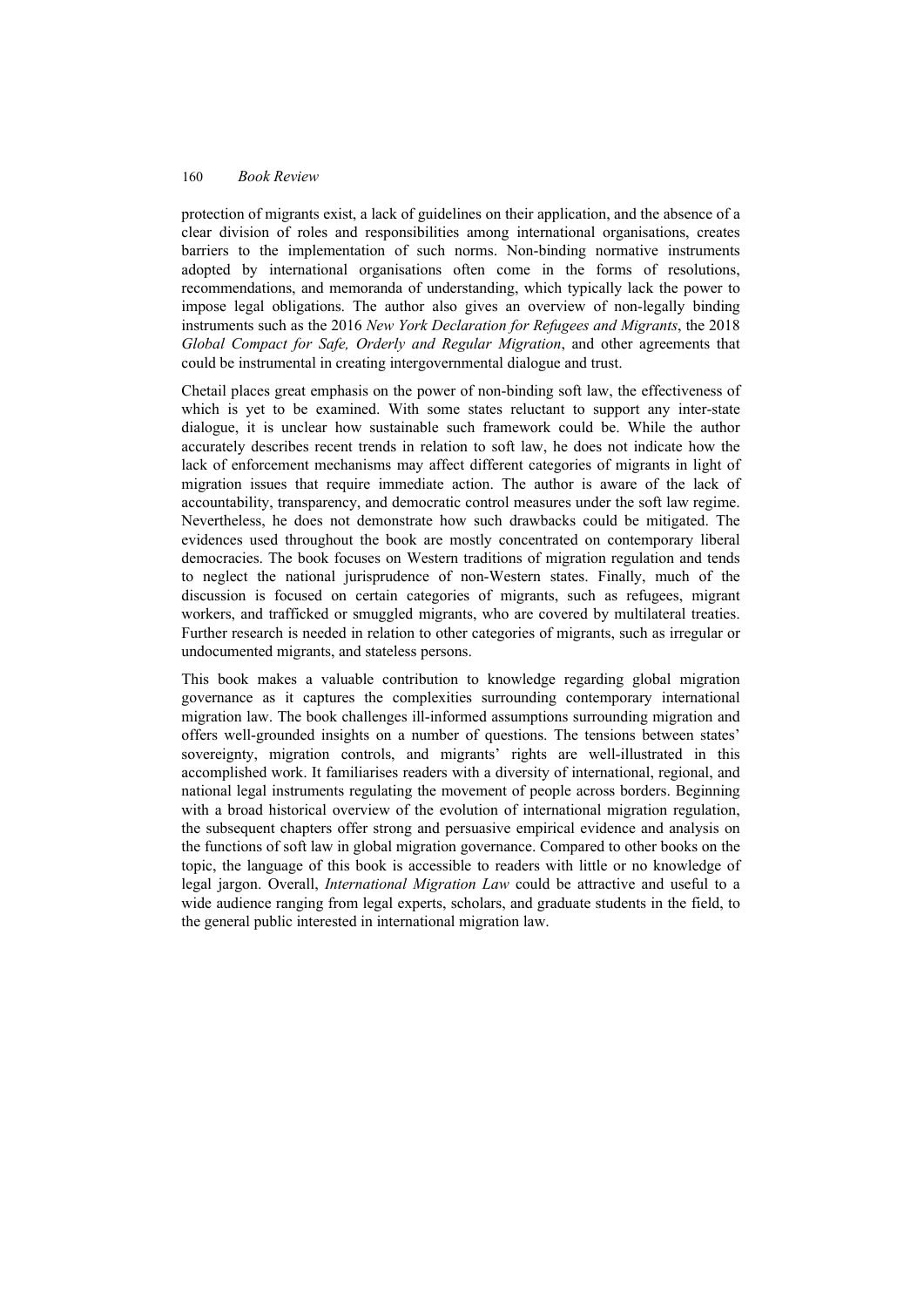protection of migrants exist, a lack of guidelines on their application, and the absence of a clear division of roles and responsibilities among international organisations, creates barriers to the implementation of such norms. Non-binding normative instruments adopted by international organisations often come in the forms of resolutions, recommendations, and memoranda of understanding, which typically lack the power to impose legal obligations. The author also gives an overview of non-legally binding instruments such as the 2016 *New York Declaration for Refugees and Migrants*, the 2018 *Global Compact for Safe, Orderly and Regular Migration*, and other agreements that could be instrumental in creating intergovernmental dialogue and trust.

Chetail places great emphasis on the power of non-binding soft law, the effectiveness of which is yet to be examined. With some states reluctant to support any inter-state dialogue, it is unclear how sustainable such framework could be. While the author accurately describes recent trends in relation to soft law, he does not indicate how the lack of enforcement mechanisms may affect different categories of migrants in light of migration issues that require immediate action. The author is aware of the lack of accountability, transparency, and democratic control measures under the soft law regime. Nevertheless, he does not demonstrate how such drawbacks could be mitigated. The evidences used throughout the book are mostly concentrated on contemporary liberal democracies. The book focuses on Western traditions of migration regulation and tends to neglect the national jurisprudence of non-Western states. Finally, much of the discussion is focused on certain categories of migrants, such as refugees, migrant workers, and trafficked or smuggled migrants, who are covered by multilateral treaties. Further research is needed in relation to other categories of migrants, such as irregular or undocumented migrants, and stateless persons.

This book makes a valuable contribution to knowledge regarding global migration governance as it captures the complexities surrounding contemporary international migration law. The book challenges ill-informed assumptions surrounding migration and offers well-grounded insights on a number of questions. The tensions between states' sovereignty, migration controls, and migrants' rights are well-illustrated in this accomplished work. It familiarises readers with a diversity of international, regional, and national legal instruments regulating the movement of people across borders. Beginning with a broad historical overview of the evolution of international migration regulation, the subsequent chapters offer strong and persuasive empirical evidence and analysis on the functions of soft law in global migration governance. Compared to other books on the topic, the language of this book is accessible to readers with little or no knowledge of legal jargon. Overall, *International Migration Law* could be attractive and useful to a wide audience ranging from legal experts, scholars, and graduate students in the field, to the general public interested in international migration law.